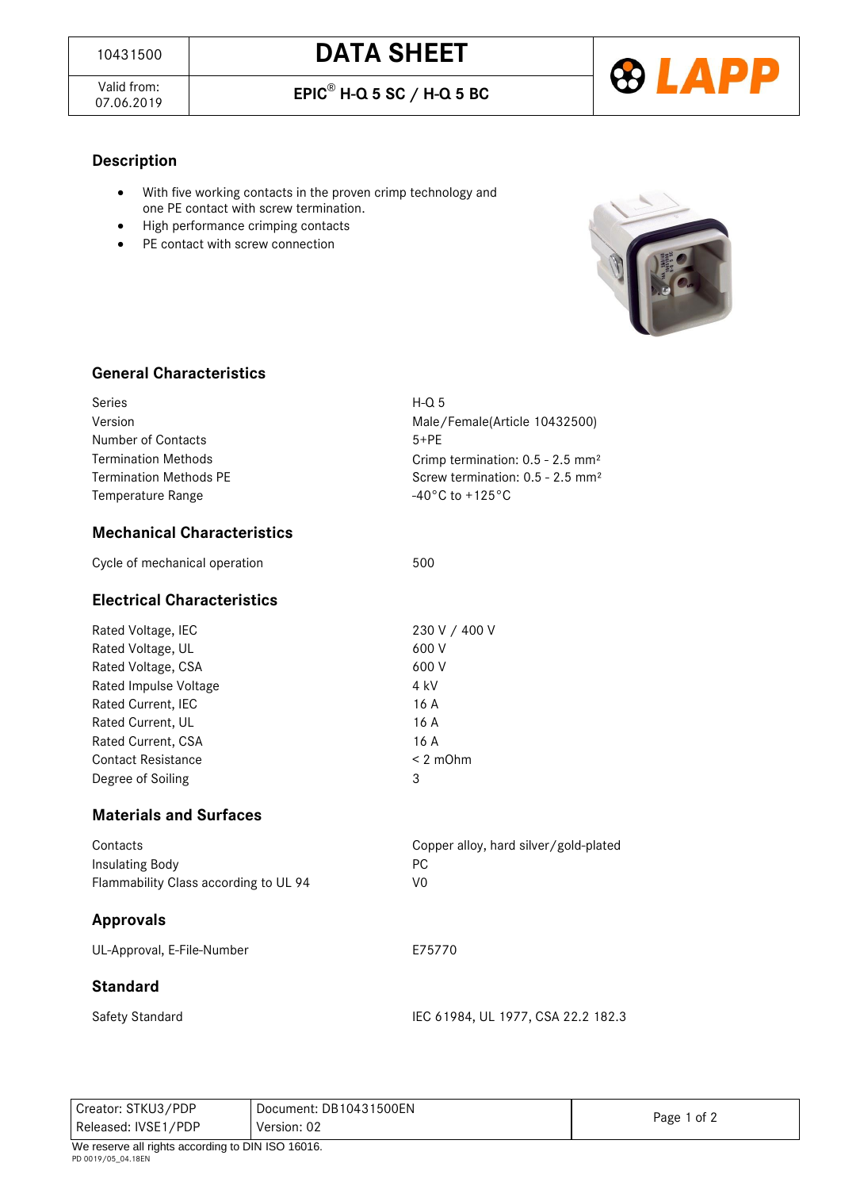| 10431500 | **DATA SHEET** |
| --- | --- |
| Valid from: 07.06.2019 | **EPIC® H-Q 5 SC / H-Q 5 BC** |

## Description

- With five working contacts in the proven crimp technology and one PE contact with screw termination.
- High performance crimping contacts
- PE contact with screw connection

## General Characteristics

| | |
| --- | --- |
| Series | H-Q 5 |
| Version | Male/Female(Article 10432500) |
| Number of Contacts | 5+PE |
| Termination Methods | Crimp termination: 0.5 - 2.5 mm² |
| Termination Methods PE | Screw termination: 0.5 - 2.5 mm² |
| Temperature Range | -40°C to +125°C |

## Mechanical Characteristics

| | |
| --- | --- |
| Cycle of mechanical operation | 500 |

## Electrical Characteristics

| | |
| --- | --- |
| Rated Voltage, IEC | 230 V / 400 V |
| Rated Voltage, UL | 600 V |
| Rated Voltage, CSA | 600 V |
| Rated Impulse Voltage | 4 kV |
| Rated Current, IEC | 16 A |
| Rated Current, UL | 16 A |
| Rated Current, CSA | 16 A |
| Contact Resistance | < 2 mOhm |
| Degree of Soiling | 3 |

## Materials and Surfaces

| | |
| --- | --- |
| Contacts | Copper alloy, hard silver/gold-plated |
| Insulating Body | PC |
| Flammability Class according to UL 94 | V0 |

## Approvals

| | |
| --- | --- |
| UL-Approval, E-File-Number | E75770 |

## Standard

| | |
| --- | --- |
| Safety Standard | IEC 61984, UL 1977, CSA 22.2 182.3 |

| | |
| --- | --- |
| Creator: STKU3/PDP | Document: DB10431500EN |
| Released: IVSE1/PDP | Version: 02 |

We reserve all rights according to DIN ISO 16016.

PD 0019/05_04.18EN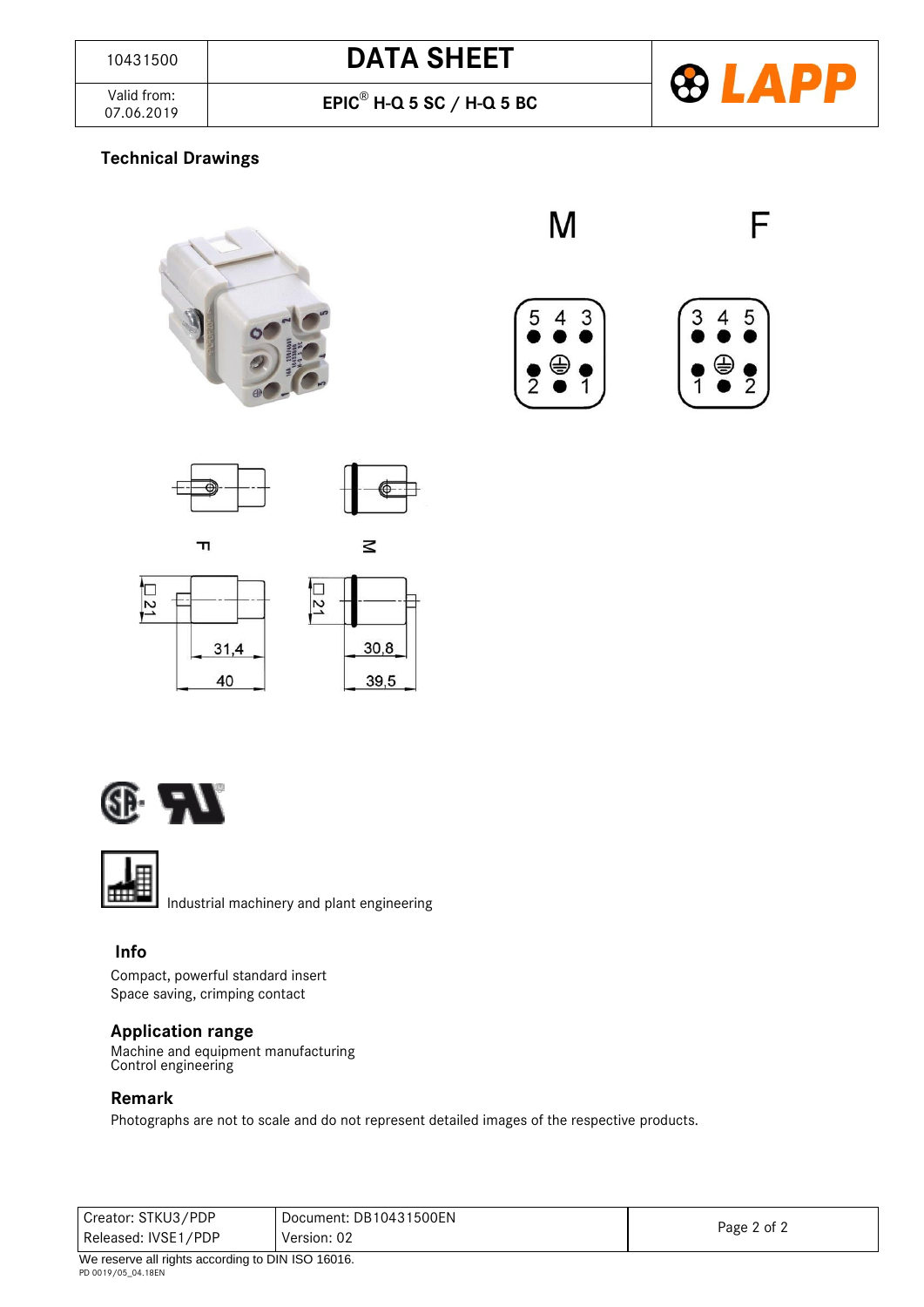## Technical Drawings

M

F

5 4 3

2 1

3 4 5

1 2

F

M

□21

31,4

40

□21

30,8

39,5

Industrial machinery and plant engineering

## Info

Compact, powerful standard insert
Space saving, crimping contact

## Application range

Machine and equipment manufacturing
Control engineering

## Remark

Photographs are not to scale and do not represent detailed images of the respective products.